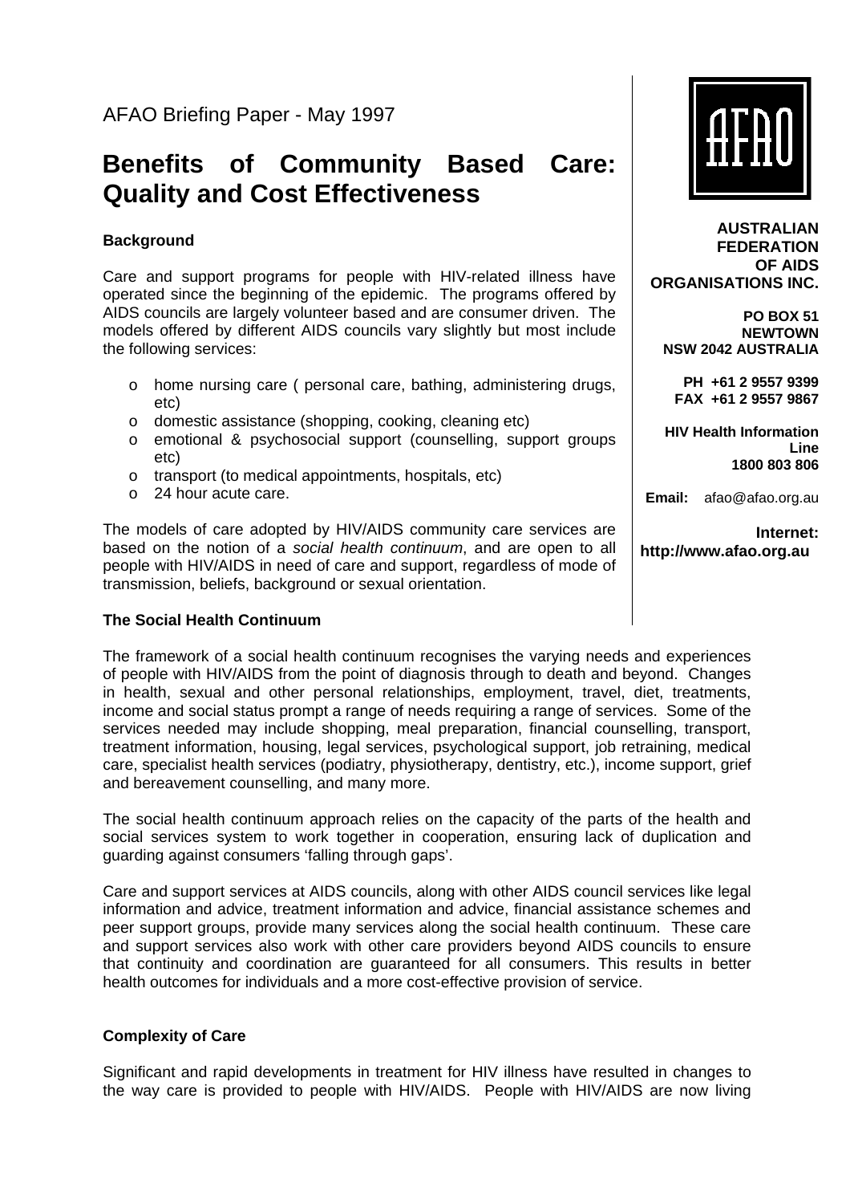AFAO Briefing Paper - May 1997

# Benefits of Community Based Care: Quality and Cost Effectiveness

**AUSTRALIAN FEDERATION OF AIDS ORGANISATIONS INC.**

**PO BOX 51**
**NEWTOWN**
**NSW 2042 AUSTRALIA**

**PH +61 2 9557 9399**
**FAX +61 2 9557 9867**

**HIV Health Information Line**
**1800 803 806**

**Email:** afao@afao.org.au

**Internet:** **http://www.afao.org.au**

### Background

Care and support programs for people with HIV-related illness have operated since the beginning of the epidemic. The programs offered by AIDS councils are largely volunteer based and are consumer driven. The models offered by different AIDS councils vary slightly but most include the following services:

- home nursing care ( personal care, bathing, administering drugs, etc)
- domestic assistance (shopping, cooking, cleaning etc)
- emotional & psychosocial support (counselling, support groups etc)
- transport (to medical appointments, hospitals, etc)
- 24 hour acute care.

The models of care adopted by HIV/AIDS community care services are based on the notion of a *social health continuum*, and are open to all people with HIV/AIDS in need of care and support, regardless of mode of transmission, beliefs, background or sexual orientation.

### The Social Health Continuum

The framework of a social health continuum recognises the varying needs and experiences of people with HIV/AIDS from the point of diagnosis through to death and beyond. Changes in health, sexual and other personal relationships, employment, travel, diet, treatments, income and social status prompt a range of needs requiring a range of services. Some of the services needed may include shopping, meal preparation, financial counselling, transport, treatment information, housing, legal services, psychological support, job retraining, medical care, specialist health services (podiatry, physiotherapy, dentistry, etc.), income support, grief and bereavement counselling, and many more.

The social health continuum approach relies on the capacity of the parts of the health and social services system to work together in cooperation, ensuring lack of duplication and guarding against consumers 'falling through gaps'.

Care and support services at AIDS councils, along with other AIDS council services like legal information and advice, treatment information and advice, financial assistance schemes and peer support groups, provide many services along the social health continuum. These care and support services also work with other care providers beyond AIDS councils to ensure that continuity and coordination are guaranteed for all consumers. This results in better health outcomes for individuals and a more cost-effective provision of service.

### Complexity of Care

Significant and rapid developments in treatment for HIV illness have resulted in changes to the way care is provided to people with HIV/AIDS. People with HIV/AIDS are now living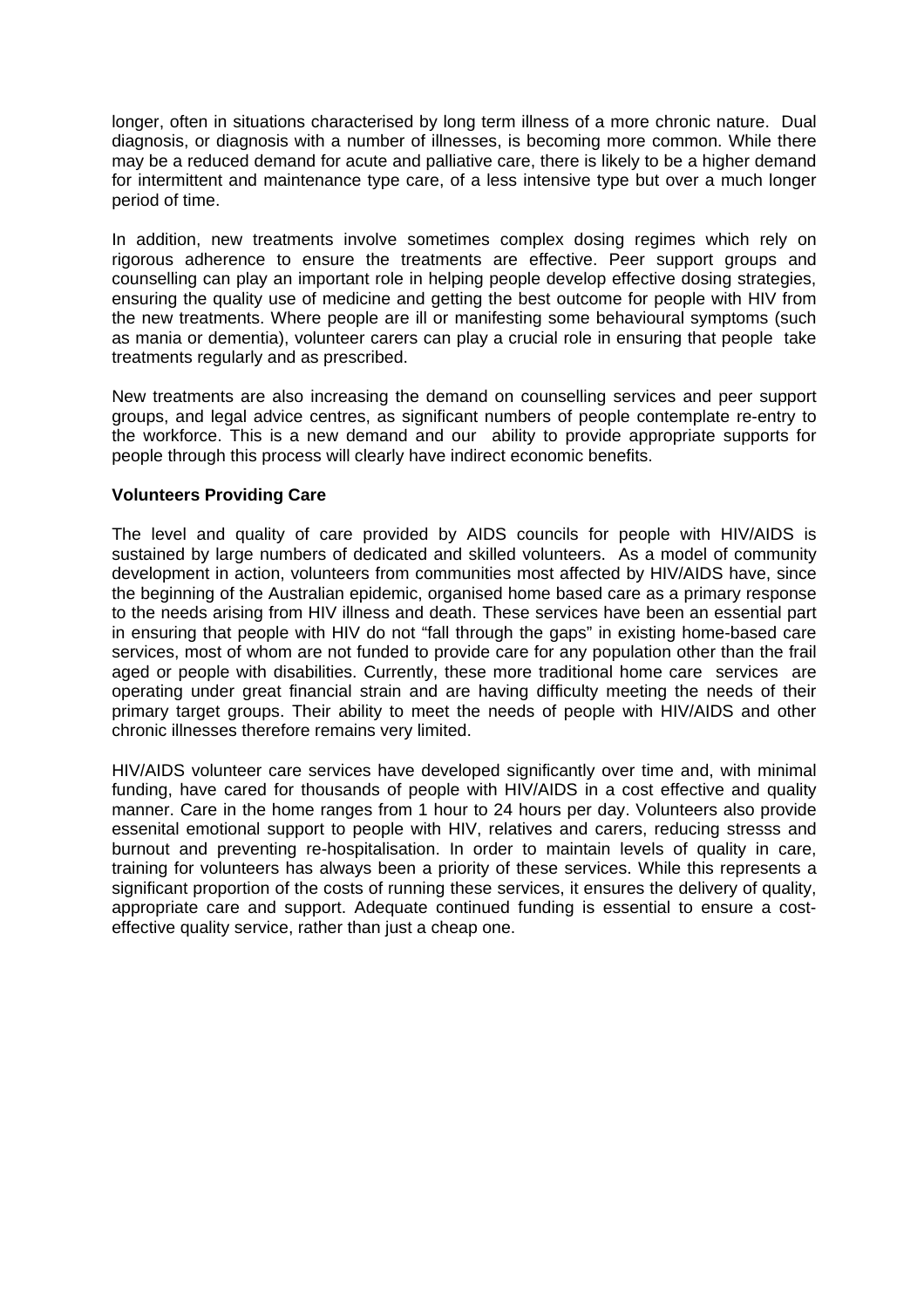longer, often in situations characterised by long term illness of a more chronic nature. Dual diagnosis, or diagnosis with a number of illnesses, is becoming more common. While there may be a reduced demand for acute and palliative care, there is likely to be a higher demand for intermittent and maintenance type care, of a less intensive type but over a much longer period of time.

In addition, new treatments involve sometimes complex dosing regimes which rely on rigorous adherence to ensure the treatments are effective. Peer support groups and counselling can play an important role in helping people develop effective dosing strategies, ensuring the quality use of medicine and getting the best outcome for people with HIV from the new treatments. Where people are ill or manifesting some behavioural symptoms (such as mania or dementia), volunteer carers can play a crucial role in ensuring that people take treatments regularly and as prescribed.

New treatments are also increasing the demand on counselling services and peer support groups, and legal advice centres, as significant numbers of people contemplate re-entry to the workforce. This is a new demand and our ability to provide appropriate supports for people through this process will clearly have indirect economic benefits.

**Volunteers Providing Care**

The level and quality of care provided by AIDS councils for people with HIV/AIDS is sustained by large numbers of dedicated and skilled volunteers. As a model of community development in action, volunteers from communities most affected by HIV/AIDS have, since the beginning of the Australian epidemic, organised home based care as a primary response to the needs arising from HIV illness and death. These services have been an essential part in ensuring that people with HIV do not "fall through the gaps" in existing home-based care services, most of whom are not funded to provide care for any population other than the frail aged or people with disabilities. Currently, these more traditional home care services are operating under great financial strain and are having difficulty meeting the needs of their primary target groups. Their ability to meet the needs of people with HIV/AIDS and other chronic illnesses therefore remains very limited.

HIV/AIDS volunteer care services have developed significantly over time and, with minimal funding, have cared for thousands of people with HIV/AIDS in a cost effective and quality manner. Care in the home ranges from 1 hour to 24 hours per day. Volunteers also provide essenital emotional support to people with HIV, relatives and carers, reducing stresss and burnout and preventing re-hospitalisation. In order to maintain levels of quality in care, training for volunteers has always been a priority of these services. While this represents a significant proportion of the costs of running these services, it ensures the delivery of quality, appropriate care and support. Adequate continued funding is essential to ensure a cost-effective quality service, rather than just a cheap one.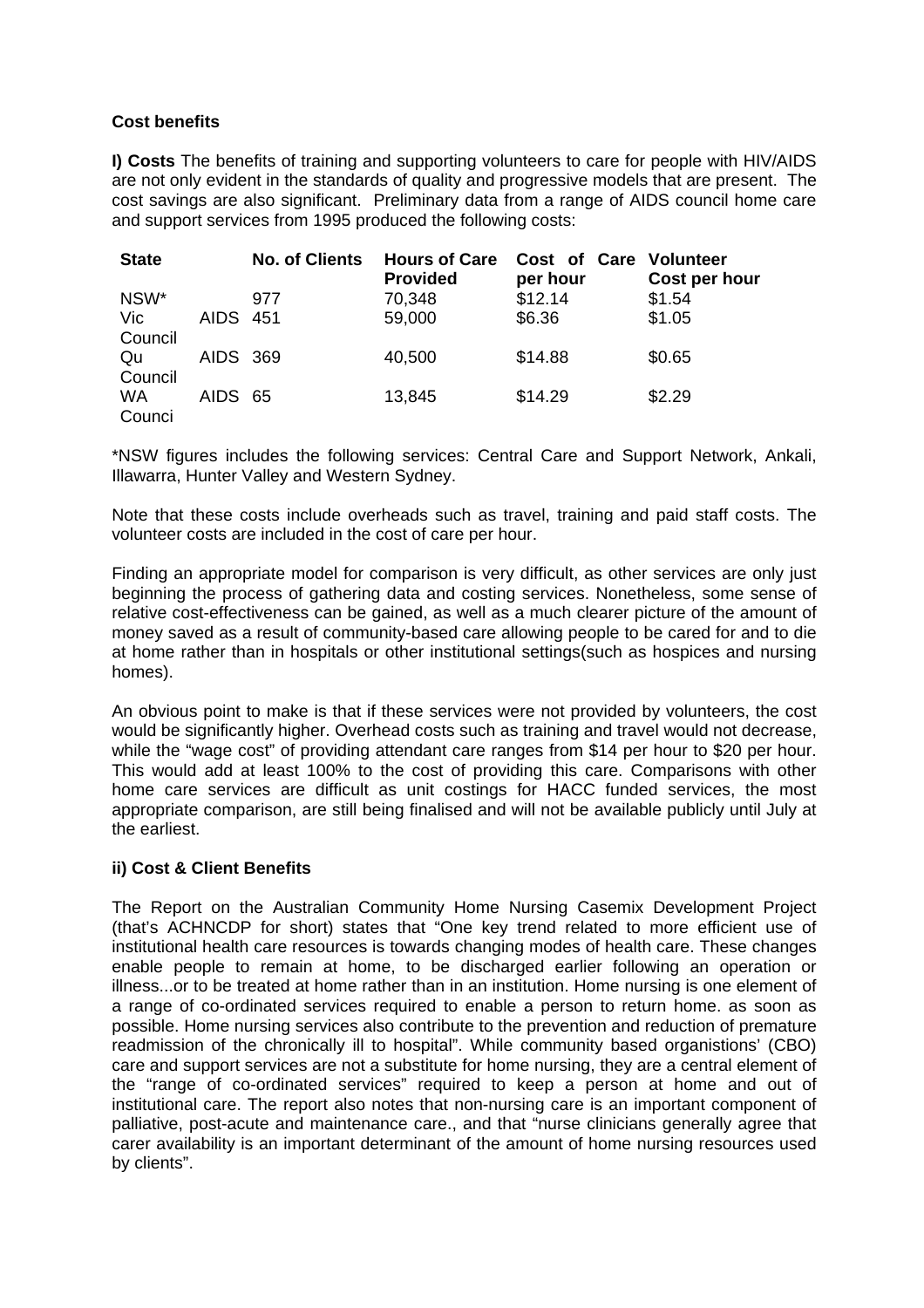**Cost benefits**

**I) Costs** The benefits of training and supporting volunteers to care for people with HIV/AIDS are not only evident in the standards of quality and progressive models that are present. The cost savings are also significant. Preliminary data from a range of AIDS council home care and support services from 1995 produced the following costs:

| State | No. of Clients | Hours of Care Provided | Cost of Care per hour | Volunteer Cost per hour |
|---|---|---|---|---|
| NSW* | 977 | 70,348 | $12.14 | $1.54 |
| Vic AIDS Council | 451 | 59,000 | $6.36 | $1.05 |
| Qu AIDS Council | 369 | 40,500 | $14.88 | $0.65 |
| WA AIDS Counci | 65 | 13,845 | $14.29 | $2.29 |

*NSW figures includes the following services: Central Care and Support Network, Ankali, Illawarra, Hunter Valley and Western Sydney.

Note that these costs include overheads such as travel, training and paid staff costs. The volunteer costs are included in the cost of care per hour.

Finding an appropriate model for comparison is very difficult, as other services are only just beginning the process of gathering data and costing services. Nonetheless, some sense of relative cost-effectiveness can be gained, as well as a much clearer picture of the amount of money saved as a result of community-based care allowing people to be cared for and to die at home rather than in hospitals or other institutional settings(such as hospices and nursing homes).

An obvious point to make is that if these services were not provided by volunteers, the cost would be significantly higher. Overhead costs such as training and travel would not decrease, while the "wage cost" of providing attendant care ranges from $14 per hour to $20 per hour. This would add at least 100% to the cost of providing this care. Comparisons with other home care services are difficult as unit costings for HACC funded services, the most appropriate comparison, are still being finalised and will not be available publicly until July at the earliest.

**ii) Cost & Client Benefits**

The Report on the Australian Community Home Nursing Casemix Development Project (that's ACHNCDP for short) states that "One key trend related to more efficient use of institutional health care resources is towards changing modes of health care. These changes enable people to remain at home, to be discharged earlier following an operation or illness...or to be treated at home rather than in an institution. Home nursing is one element of a range of co-ordinated services required to enable a person to return home. as soon as possible. Home nursing services also contribute to the prevention and reduction of premature readmission of the chronically ill to hospital". While community based organistions' (CBO) care and support services are not a substitute for home nursing, they are a central element of the "range of co-ordinated services" required to keep a person at home and out of institutional care. The report also notes that non-nursing care is an important component of palliative, post-acute and maintenance care., and that "nurse clinicians generally agree that carer availability is an important determinant of the amount of home nursing resources used by clients".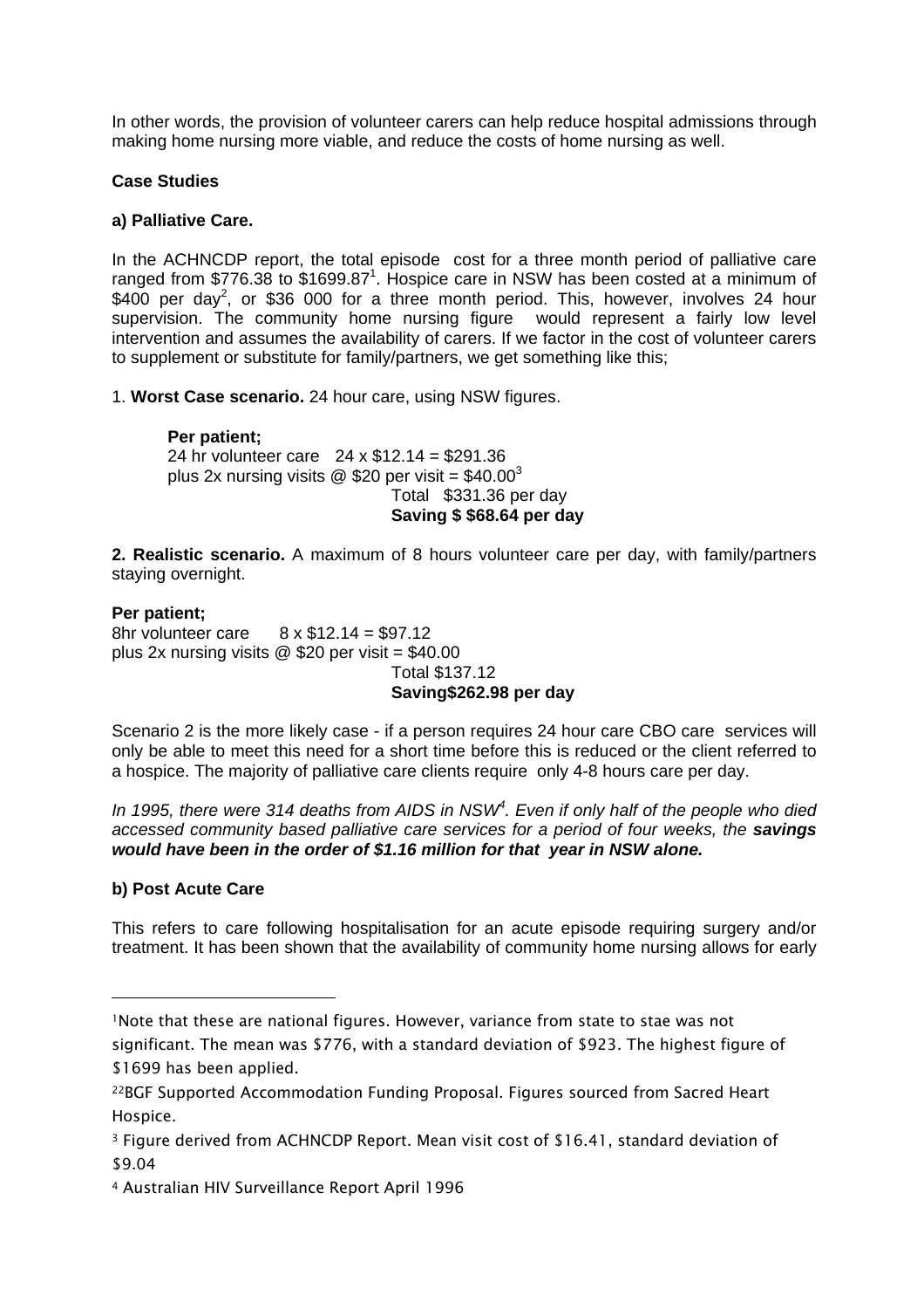In other words, the provision of volunteer carers can help reduce hospital admissions through making home nursing more viable, and reduce the costs of home nursing as well.

**Case Studies**

**a) Palliative Care.**

In the ACHNCDP report, the total episode cost for a three month period of palliative care ranged from $776.38 to $1699.87[1]. Hospice care in NSW has been costed at a minimum of $400 per day[2], or $36 000 for a three month period. This, however, involves 24 hour supervision. The community home nursing figure would represent a fairly low level intervention and assumes the availability of carers. If we factor in the cost of volunteer carers to supplement or substitute for family/partners, we get something like this;

1. **Worst Case scenario.** 24 hour care, using NSW figures.

> **Per patient;**
> 24 hr volunteer care 24 x $12.14 = $291.36
> plus 2x nursing visits @ $20 per visit = $40.00[3]
> Total $331.36 per day
> **Saving $ $68.64 per day**

**2. Realistic scenario.** A maximum of 8 hours volunteer care per day, with family/partners staying overnight.

**Per patient;**
8hr volunteer care 8 x $12.14 = $97.12
plus 2x nursing visits @ $20 per visit = $40.00
Total $137.12
**Saving$262.98 per day**

Scenario 2 is the more likely case - if a person requires 24 hour care CBO care services will only be able to meet this need for a short time before this is reduced or the client referred to a hospice. The majority of palliative care clients require only 4-8 hours care per day.

*In 1995, there were 314 deaths from AIDS in NSW[4]. Even if only half of the people who died accessed community based palliative care services for a period of four weeks, the **savings would have been in the order of $1.16 million for that year in NSW alone.***

**b) Post Acute Care**

This refers to care following hospitalisation for an acute episode requiring surgery and/or treatment. It has been shown that the availability of community home nursing allows for early

---

[1] Note that these are national figures. However, variance from state to stae was not significant. The mean was $776, with a standard deviation of $923. The highest figure of $1699 has been applied.

[2] BGF Supported Accommodation Funding Proposal. Figures sourced from Sacred Heart Hospice.

[3] Figure derived from ACHNCDP Report. Mean visit cost of $16.41, standard deviation of $9.04

[4] Australian HIV Surveillance Report April 1996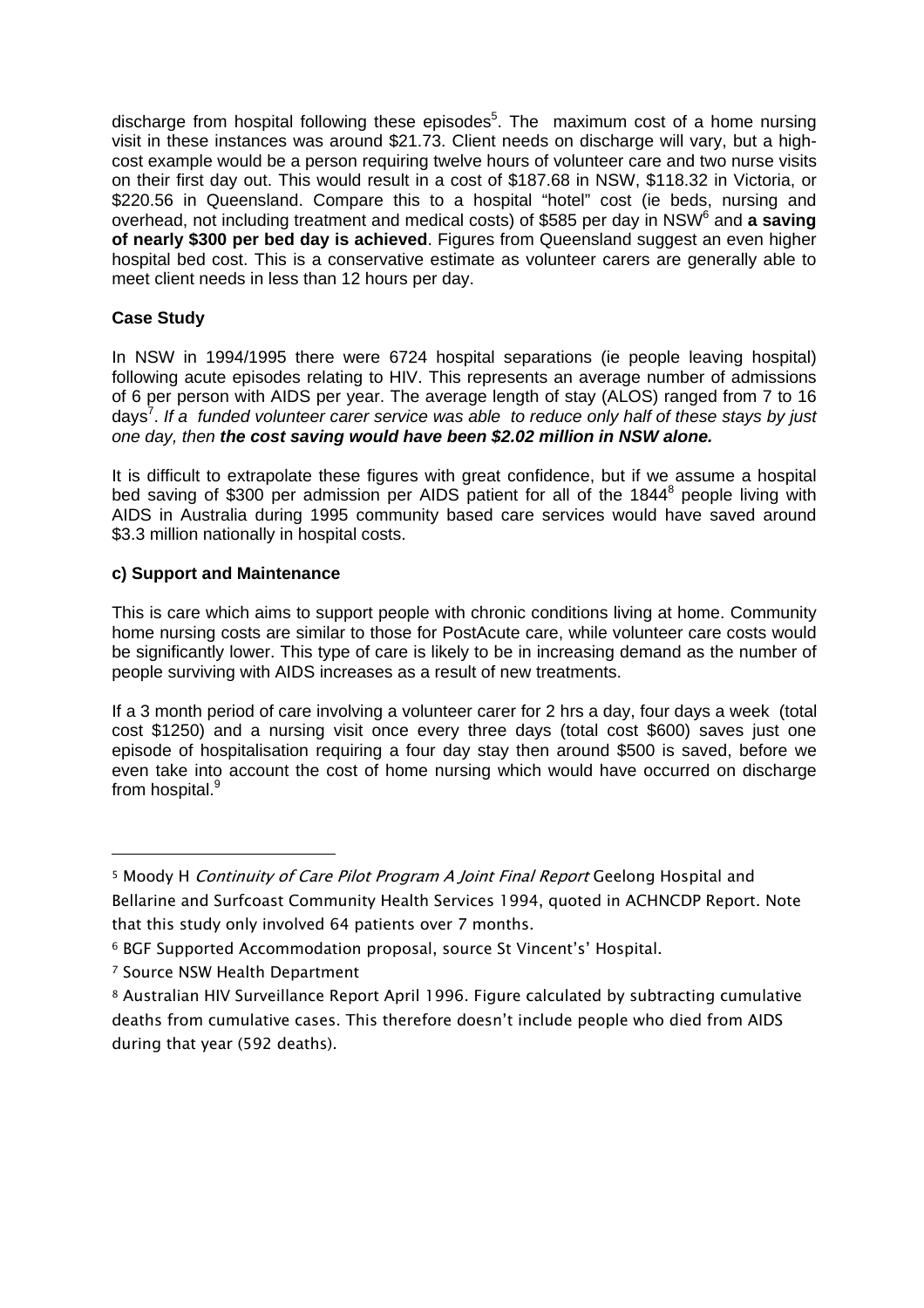discharge from hospital following these episodes[5]. The maximum cost of a home nursing visit in these instances was around $21.73. Client needs on discharge will vary, but a high-cost example would be a person requiring twelve hours of volunteer care and two nurse visits on their first day out. This would result in a cost of $187.68 in NSW, $118.32 in Victoria, or $220.56 in Queensland. Compare this to a hospital "hotel" cost (ie beds, nursing and overhead, not including treatment and medical costs) of $585 per day in NSW[6] and **a saving of nearly $300 per bed day is achieved**. Figures from Queensland suggest an even higher hospital bed cost. This is a conservative estimate as volunteer carers are generally able to meet client needs in less than 12 hours per day.

**Case Study**

In NSW in 1994/1995 there were 6724 hospital separations (ie people leaving hospital) following acute episodes relating to HIV. This represents an average number of admissions of 6 per person with AIDS per year. The average length of stay (ALOS) ranged from 7 to 16 days[7]. *If a funded volunteer carer service was able to reduce only half of these stays by just one day, then* ***the cost saving would have been $2.02 million in NSW alone.***

It is difficult to extrapolate these figures with great confidence, but if we assume a hospital bed saving of $300 per admission per AIDS patient for all of the 1844[8] people living with AIDS in Australia during 1995 community based care services would have saved around $3.3 million nationally in hospital costs.

**c) Support and Maintenance**

This is care which aims to support people with chronic conditions living at home. Community home nursing costs are similar to those for PostAcute care, while volunteer care costs would be significantly lower. This type of care is likely to be in increasing demand as the number of people surviving with AIDS increases as a result of new treatments.

If a 3 month period of care involving a volunteer carer for 2 hrs a day, four days a week (total cost $1250) and a nursing visit once every three days (total cost $600) saves just one episode of hospitalisation requiring a four day stay then around $500 is saved, before we even take into account the cost of home nursing which would have occurred on discharge from hospital.[9]

---

[5] Moody H *Continuity of Care Pilot Program A Joint Final Report* Geelong Hospital and Bellarine and Surfcoast Community Health Services 1994, quoted in ACHNCDP Report. Note that this study only involved 64 patients over 7 months.

[6] BGF Supported Accommodation proposal, source St Vincent's' Hospital.

[7] Source NSW Health Department

[8] Australian HIV Surveillance Report April 1996. Figure calculated by subtracting cumulative deaths from cumulative cases. This therefore doesn't include people who died from AIDS during that year (592 deaths).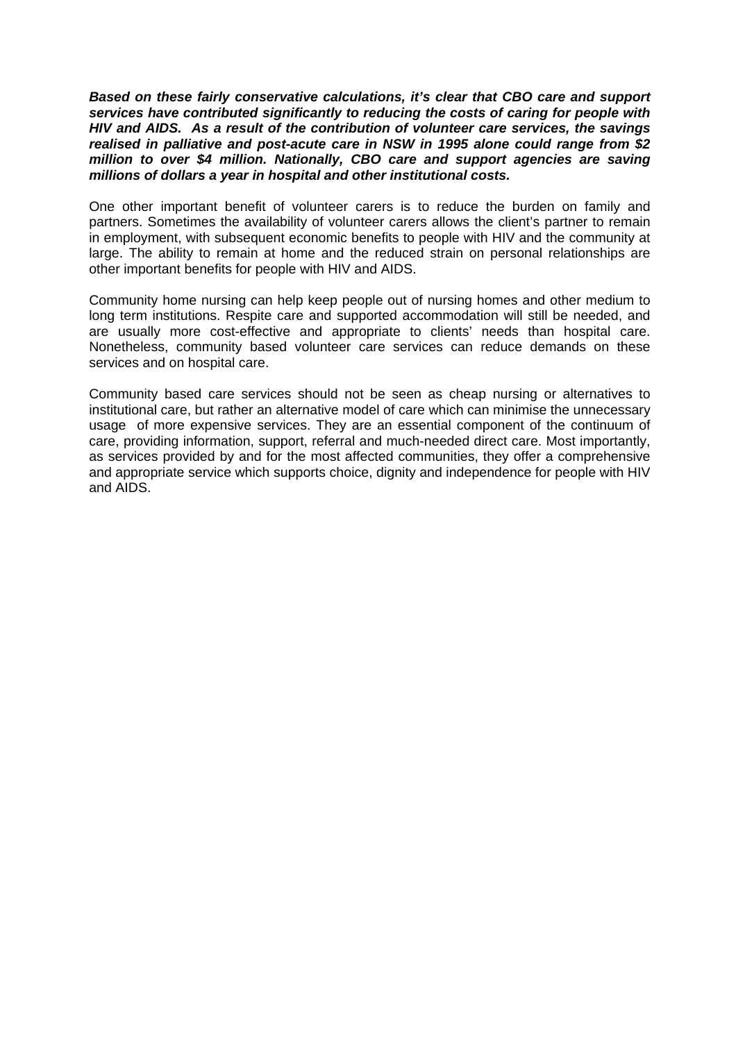***Based on these fairly conservative calculations, it's clear that CBO care and support services have contributed significantly to reducing the costs of caring for people with HIV and AIDS. As a result of the contribution of volunteer care services, the savings realised in palliative and post-acute care in NSW in 1995 alone could range from $2 million to over $4 million. Nationally, CBO care and support agencies are saving millions of dollars a year in hospital and other institutional costs.***

One other important benefit of volunteer carers is to reduce the burden on family and partners. Sometimes the availability of volunteer carers allows the client's partner to remain in employment, with subsequent economic benefits to people with HIV and the community at large. The ability to remain at home and the reduced strain on personal relationships are other important benefits for people with HIV and AIDS.

Community home nursing can help keep people out of nursing homes and other medium to long term institutions. Respite care and supported accommodation will still be needed, and are usually more cost-effective and appropriate to clients' needs than hospital care. Nonetheless, community based volunteer care services can reduce demands on these services and on hospital care.

Community based care services should not be seen as cheap nursing or alternatives to institutional care, but rather an alternative model of care which can minimise the unnecessary usage of more expensive services. They are an essential component of the continuum of care, providing information, support, referral and much-needed direct care. Most importantly, as services provided by and for the most affected communities, they offer a comprehensive and appropriate service which supports choice, dignity and independence for people with HIV and AIDS.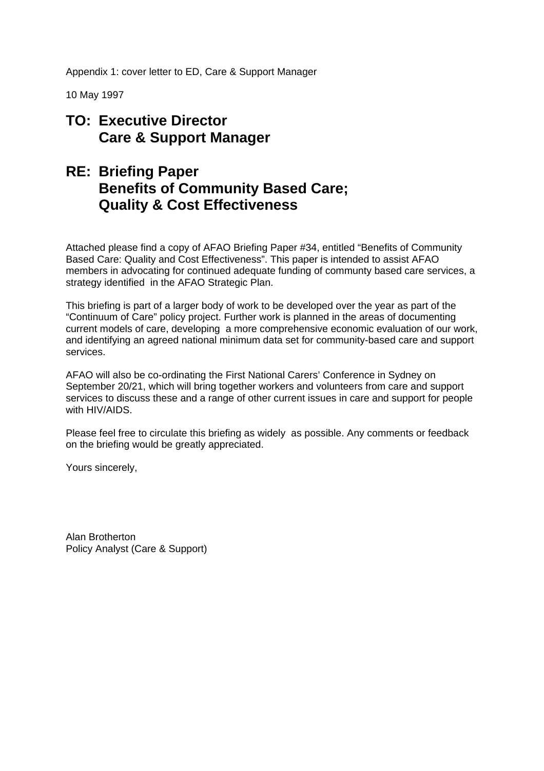Appendix 1: cover letter to ED, Care & Support Manager

10 May 1997

## TO: Executive Director
## Care & Support Manager

## RE: Briefing Paper
## Benefits of Community Based Care;
## Quality & Cost Effectiveness

Attached please find a copy of AFAO Briefing Paper #34, entitled "Benefits of Community Based Care: Quality and Cost Effectiveness". This paper is intended to assist AFAO members in advocating for continued adequate funding of communty based care services, a strategy identified in the AFAO Strategic Plan.

This briefing is part of a larger body of work to be developed over the year as part of the "Continuum of Care" policy project. Further work is planned in the areas of documenting current models of care, developing a more comprehensive economic evaluation of our work, and identifying an agreed national minimum data set for community-based care and support services.

AFAO will also be co-ordinating the First National Carers' Conference in Sydney on September 20/21, which will bring together workers and volunteers from care and support services to discuss these and a range of other current issues in care and support for people with HIV/AIDS.

Please feel free to circulate this briefing as widely as possible. Any comments or feedback on the briefing would be greatly appreciated.

Yours sincerely,

Alan Brotherton
Policy Analyst (Care & Support)